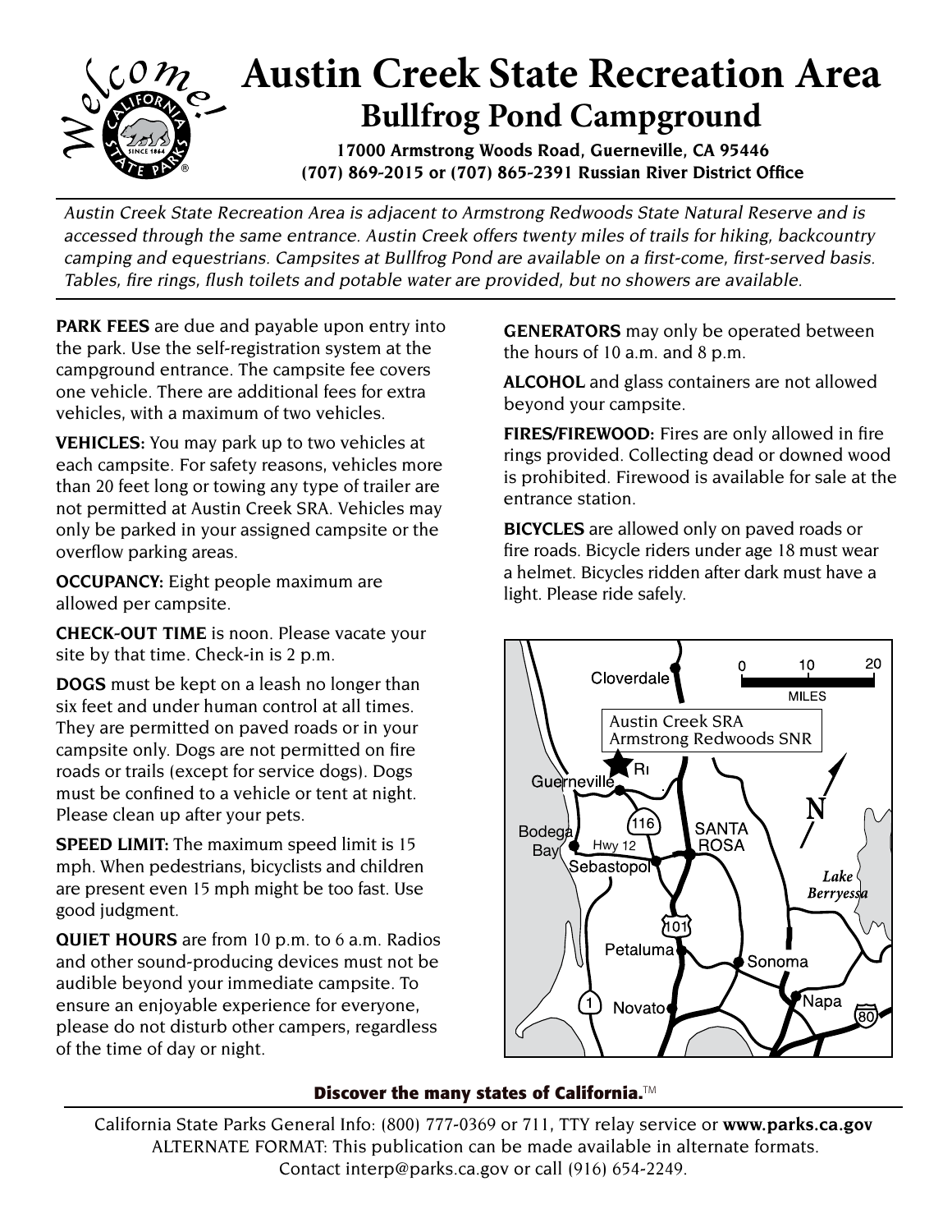# Austin Creek State Recreation Area

## Bullfrog Pond Campground

**17000 Armstrong Woods Road, Guerneville, CA 95446**
**(707) 869-2015 or (707) 865-2391 Russian River District Office**

*Austin Creek State Recreation Area is adjacent to Armstrong Redwoods State Natural Reserve and is accessed through the same entrance. Austin Creek offers twenty miles of trails for hiking, backcountry camping and equestrians. Campsites at Bullfrog Pond are available on a first-come, first-served basis. Tables, fire rings, flush toilets and potable water are provided, but no showers are available.*

**PARK FEES** are due and payable upon entry into the park. Use the self-registration system at the campground entrance. The campsite fee covers one vehicle. There are additional fees for extra vehicles, with a maximum of two vehicles.

**VEHICLES:** You may park up to two vehicles at each campsite. For safety reasons, vehicles more than 20 feet long or towing any type of trailer are not permitted at Austin Creek SRA. Vehicles may only be parked in your assigned campsite or the overflow parking areas.

**OCCUPANCY:** Eight people maximum are allowed per campsite.

**CHECK-OUT TIME** is noon. Please vacate your site by that time. Check-in is 2 p.m.

**DOGS** must be kept on a leash no longer than six feet and under human control at all times. They are permitted on paved roads or in your campsite only. Dogs are not permitted on fire roads or trails (except for service dogs). Dogs must be confined to a vehicle or tent at night. Please clean up after your pets.

**SPEED LIMIT:** The maximum speed limit is 15 mph. When pedestrians, bicyclists and children are present even 15 mph might be too fast. Use good judgment.

**QUIET HOURS** are from 10 p.m. to 6 a.m. Radios and other sound-producing devices must not be audible beyond your immediate campsite. To ensure an enjoyable experience for everyone, please do not disturb other campers, regardless of the time of day or night.

**GENERATORS** may only be operated between the hours of 10 a.m. and 8 p.m.

**ALCOHOL** and glass containers are not allowed beyond your campsite.

**FIRES/FIREWOOD:** Fires are only allowed in fire rings provided. Collecting dead or downed wood is prohibited. Firewood is available for sale at the entrance station.

**BICYCLES** are allowed only on paved roads or fire roads. Bicycle riders under age 18 must wear a helmet. Bicycles ridden after dark must have a light. Please ride safely.

**Discover the many states of California.**™

California State Parks General Info: (800) 777-0369 or 711, TTY relay service or **www.parks.ca.gov**
ALTERNATE FORMAT: This publication can be made available in alternate formats.
Contact interp@parks.ca.gov or call (916) 654-2249.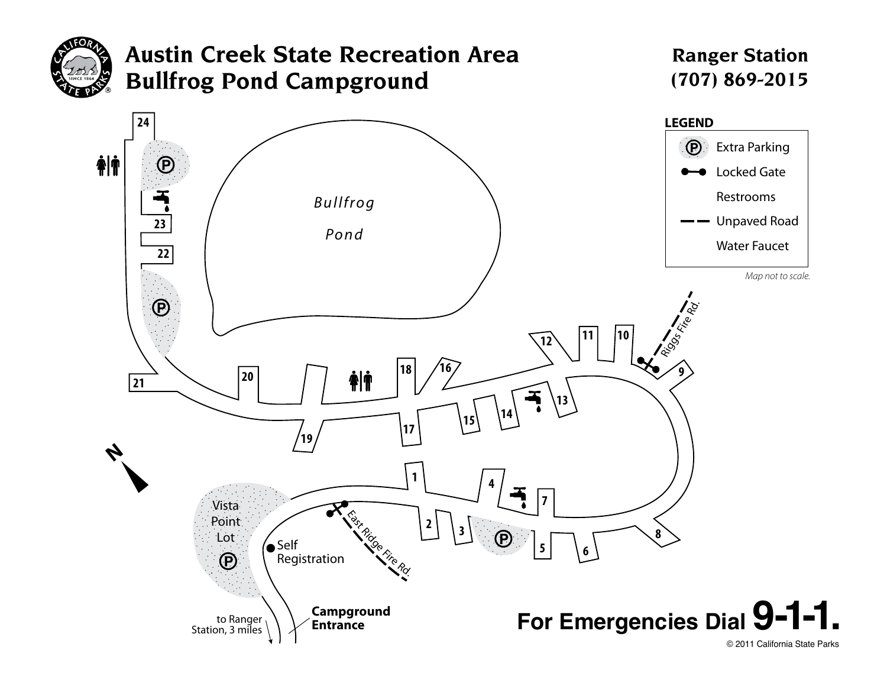# Austin Creek State Recreation Area
# Bullfrog Pond Campground

**Ranger Station**
**(707) 869-2015**

**LEGEND**

- Extra Parking
- Locked Gate
- Restrooms
- Unpaved Road
- Water Faucet

*Map not to scale.*

Bullfrog Pond

24
23
22
21
20
19
18
17
16
15
14
13
12
11
10
9
8
7
6
5
4
3
2
1

Riggs Fire Rd.

East Ridge Fire Rd.

Vista Point Lot

Self Registration

to Ranger Station, 3 miles

**Campground Entrance**

N

**For Emergencies Dial 9-1-1.**

© 2011 California State Parks